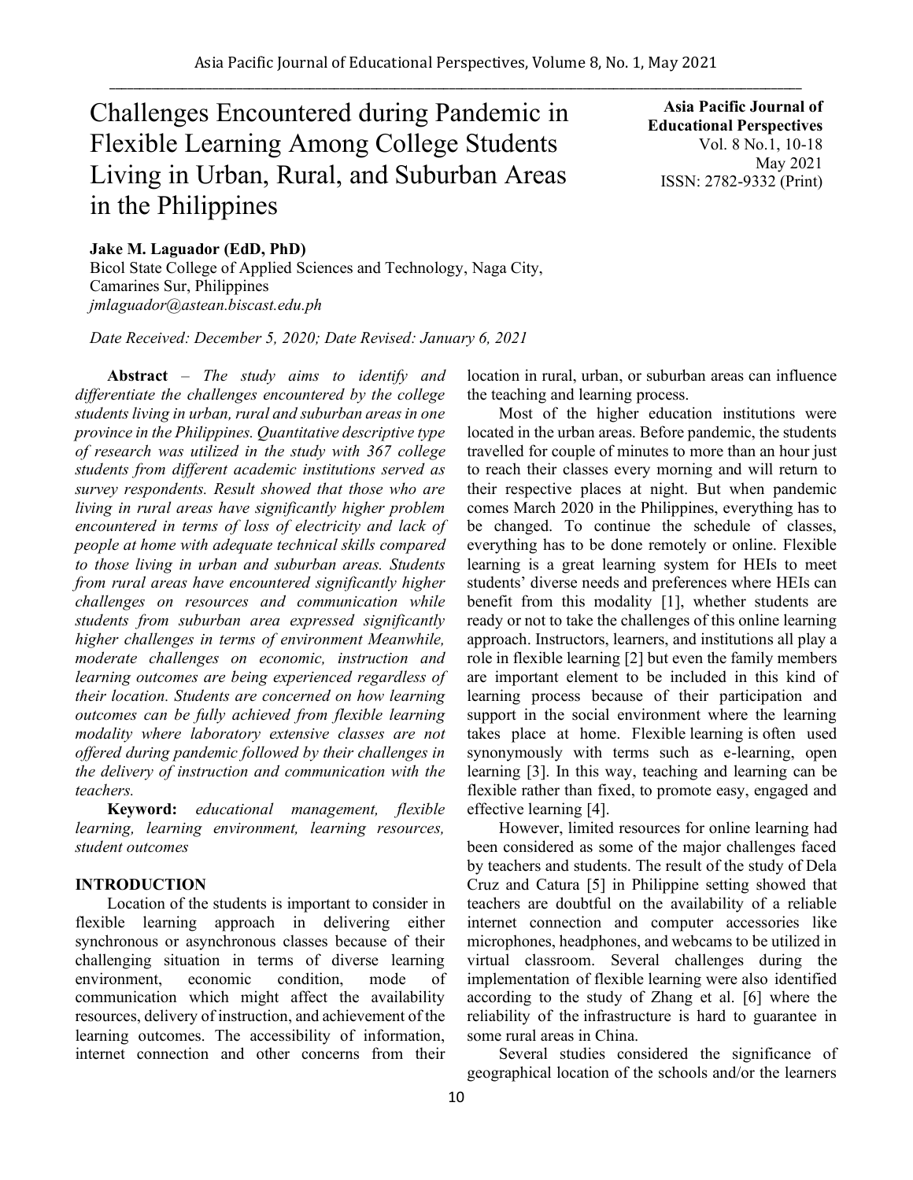# Challenges Encountered during Pandemic in Flexible Learning Among College Students Living in Urban, Rural, and Suburban Areas in the Philippines

**Asia Pacific Journal of Educational Perspectives**
Vol. 8 No.1, 10-18
May 2021
ISSN: 2782-9332 (Print)

**Jake M. Laguador (EdD, PhD)**
Bicol State College of Applied Sciences and Technology, Naga City, Camarines Sur, Philippines
*jmlaguador@astean.biscast.edu.ph*

*Date Received: December 5, 2020; Date Revised: January 6, 2021*

**Abstract** – *The study aims to identify and differentiate the challenges encountered by the college students living in urban, rural and suburban areas in one province in the Philippines. Quantitative descriptive type of research was utilized in the study with 367 college students from different academic institutions served as survey respondents. Result showed that those who are living in rural areas have significantly higher problem encountered in terms of loss of electricity and lack of people at home with adequate technical skills compared to those living in urban and suburban areas. Students from rural areas have encountered significantly higher challenges on resources and communication while students from suburban area expressed significantly higher challenges in terms of environment Meanwhile, moderate challenges on economic, instruction and learning outcomes are being experienced regardless of their location. Students are concerned on how learning outcomes can be fully achieved from flexible learning modality where laboratory extensive classes are not offered during pandemic followed by their challenges in the delivery of instruction and communication with the teachers.*

**Keyword:** *educational management, flexible learning, learning environment, learning resources, student outcomes*

## INTRODUCTION

Location of the students is important to consider in flexible learning approach in delivering either synchronous or asynchronous classes because of their challenging situation in terms of diverse learning environment, economic condition, mode of communication which might affect the availability resources, delivery of instruction, and achievement of the learning outcomes. The accessibility of information, internet connection and other concerns from their location in rural, urban, or suburban areas can influence the teaching and learning process.

Most of the higher education institutions were located in the urban areas. Before pandemic, the students travelled for couple of minutes to more than an hour just to reach their classes every morning and will return to their respective places at night. But when pandemic comes March 2020 in the Philippines, everything has to be changed. To continue the schedule of classes, everything has to be done remotely or online. Flexible learning is a great learning system for HEIs to meet students' diverse needs and preferences where HEIs can benefit from this modality [1], whether students are ready or not to take the challenges of this online learning approach. Instructors, learners, and institutions all play a role in flexible learning [2] but even the family members are important element to be included in this kind of learning process because of their participation and support in the social environment where the learning takes place at home. Flexible learning is often used synonymously with terms such as e-learning, open learning [3]. In this way, teaching and learning can be flexible rather than fixed, to promote easy, engaged and effective learning [4].

However, limited resources for online learning had been considered as some of the major challenges faced by teachers and students. The result of the study of Dela Cruz and Catura [5] in Philippine setting showed that teachers are doubtful on the availability of a reliable internet connection and computer accessories like microphones, headphones, and webcams to be utilized in virtual classroom. Several challenges during the implementation of flexible learning were also identified according to the study of Zhang et al. [6] where the reliability of the infrastructure is hard to guarantee in some rural areas in China.

Several studies considered the significance of geographical location of the schools and/or the learners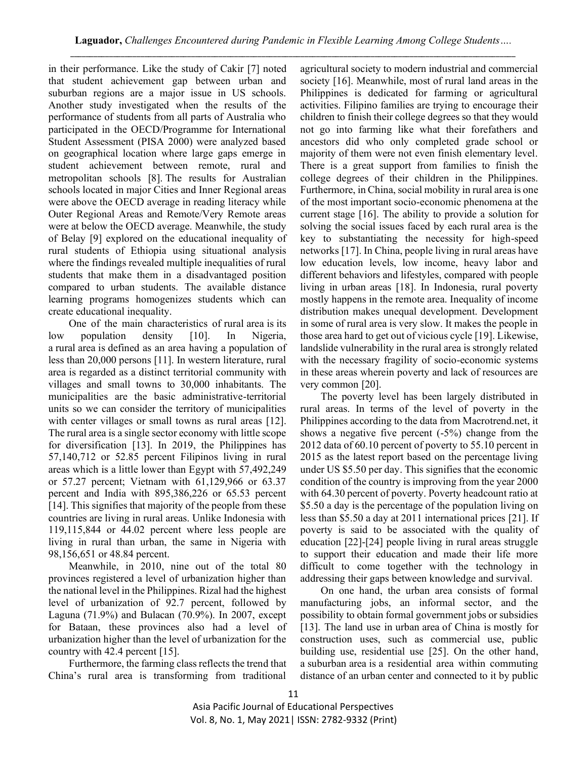in their performance. Like the study of Cakir [7] noted that student achievement gap between urban and suburban regions are a major issue in US schools. Another study investigated when the results of the performance of students from all parts of Australia who participated in the OECD/Programme for International Student Assessment (PISA 2000) were analyzed based on geographical location where large gaps emerge in student achievement between remote, rural and metropolitan schools [8]. The results for Australian schools located in major Cities and Inner Regional areas were above the OECD average in reading literacy while Outer Regional Areas and Remote/Very Remote areas were at below the OECD average. Meanwhile, the study of Belay [9] explored on the educational inequality of rural students of Ethiopia using situational analysis where the findings revealed multiple inequalities of rural students that make them in a disadvantaged position compared to urban students. The available distance learning programs homogenizes students which can create educational inequality.

One of the main characteristics of rural area is its low population density [10]. In Nigeria, a rural area is defined as an area having a population of less than 20,000 persons [11]. In western literature, rural area is regarded as a distinct territorial community with villages and small towns to 30,000 inhabitants. The municipalities are the basic administrative-territorial units so we can consider the territory of municipalities with center villages or small towns as rural areas [12]. The rural area is a single sector economy with little scope for diversification [13]. In 2019, the Philippines has 57,140,712 or 52.85 percent Filipinos living in rural areas which is a little lower than Egypt with 57,492,249 or 57.27 percent; Vietnam with 61,129,966 or 63.37 percent and India with 895,386,226 or 65.53 percent [14]. This signifies that majority of the people from these countries are living in rural areas. Unlike Indonesia with 119,115,844 or 44.02 percent where less people are living in rural than urban, the same in Nigeria with 98,156,651 or 48.84 percent.

Meanwhile, in 2010, nine out of the total 80 provinces registered a level of urbanization higher than the national level in the Philippines. Rizal had the highest level of urbanization of 92.7 percent, followed by Laguna (71.9%) and Bulacan (70.9%). In 2007, except for Bataan, these provinces also had a level of urbanization higher than the level of urbanization for the country with 42.4 percent [15].

Furthermore, the farming class reflects the trend that China's rural area is transforming from traditional agricultural society to modern industrial and commercial society [16]. Meanwhile, most of rural land areas in the Philippines is dedicated for farming or agricultural activities. Filipino families are trying to encourage their children to finish their college degrees so that they would not go into farming like what their forefathers and ancestors did who only completed grade school or majority of them were not even finish elementary level. There is a great support from families to finish the college degrees of their children in the Philippines. Furthermore, in China, social mobility in rural area is one of the most important socio-economic phenomena at the current stage [16]. The ability to provide a solution for solving the social issues faced by each rural area is the key to substantiating the necessity for high-speed networks [17]. In China, people living in rural areas have low education levels, low income, heavy labor and different behaviors and lifestyles, compared with people living in urban areas [18]. In Indonesia, rural poverty mostly happens in the remote area. Inequality of income distribution makes unequal development. Development in some of rural area is very slow. It makes the people in those area hard to get out of vicious cycle [19]. Likewise, landslide vulnerability in the rural area is strongly related with the necessary fragility of socio-economic systems in these areas wherein poverty and lack of resources are very common [20].

The poverty level has been largely distributed in rural areas. In terms of the level of poverty in the Philippines according to the data from Macrotrend.net, it shows a negative five percent (-5%) change from the 2012 data of 60.10 percent of poverty to 55.10 percent in 2015 as the latest report based on the percentage living under US $5.50 per day. This signifies that the economic condition of the country is improving from the year 2000 with 64.30 percent of poverty. Poverty headcount ratio at $5.50 a day is the percentage of the population living on less than $5.50 a day at 2011 international prices [21]. If poverty is said to be associated with the quality of education [22]-[24] people living in rural areas struggle to support their education and made their life more difficult to come together with the technology in addressing their gaps between knowledge and survival.

On one hand, the urban area consists of formal manufacturing jobs, an informal sector, and the possibility to obtain formal government jobs or subsidies [13]. The land use in urban area of China is mostly for construction uses, such as commercial use, public building use, residential use [25]. On the other hand, a suburban area is a residential area within commuting distance of an urban center and connected to it by public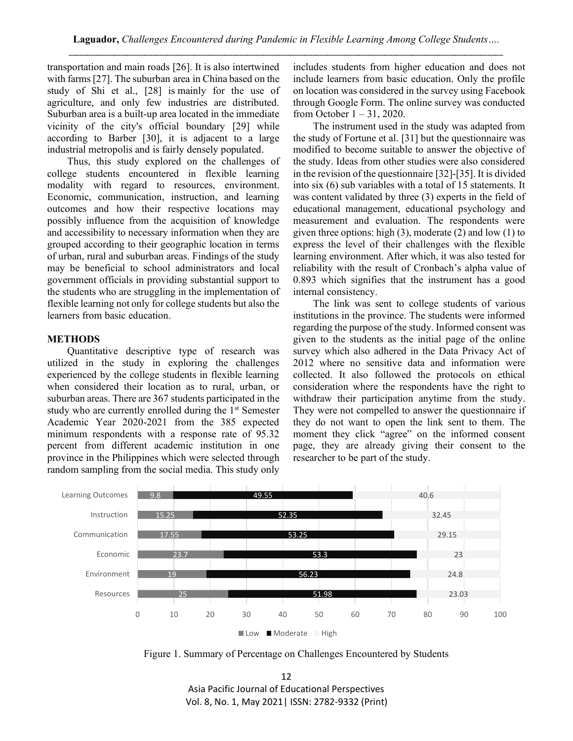transportation and main roads [26]. It is also intertwined with farms [27]. The suburban area in China based on the study of Shi et al., [28] is mainly for the use of agriculture, and only few industries are distributed. Suburban area is a built-up area located in the immediate vicinity of the city's official boundary [29] while according to Barber [30], it is adjacent to a large industrial metropolis and is fairly densely populated.

Thus, this study explored on the challenges of college students encountered in flexible learning modality with regard to resources, environment. Economic, communication, instruction, and learning outcomes and how their respective locations may possibly influence from the acquisition of knowledge and accessibility to necessary information when they are grouped according to their geographic location in terms of urban, rural and suburban areas. Findings of the study may be beneficial to school administrators and local government officials in providing substantial support to the students who are struggling in the implementation of flexible learning not only for college students but also the learners from basic education.

## METHODS

Quantitative descriptive type of research was utilized in the study in exploring the challenges experienced by the college students in flexible learning when considered their location as to rural, urban, or suburban areas. There are 367 students participated in the study who are currently enrolled during the 1st Semester Academic Year 2020-2021 from the 385 expected minimum respondents with a response rate of 95.32 percent from different academic institution in one province in the Philippines which were selected through random sampling from the social media. This study only includes students from higher education and does not include learners from basic education. Only the profile on location was considered in the survey using Facebook through Google Form. The online survey was conducted from October 1 – 31, 2020.

The instrument used in the study was adapted from the study of Fortune et al. [31] but the questionnaire was modified to become suitable to answer the objective of the study. Ideas from other studies were also considered in the revision of the questionnaire [32]-[35]. It is divided into six (6) sub variables with a total of 15 statements. It was content validated by three (3) experts in the field of educational management, educational psychology and measurement and evaluation. The respondents were given three options: high (3), moderate (2) and low (1) to express the level of their challenges with the flexible learning environment. After which, it was also tested for reliability with the result of Cronbach's alpha value of 0.893 which signifies that the instrument has a good internal consistency.

The link was sent to college students of various institutions in the province. The students were informed regarding the purpose of the study. Informed consent was given to the students as the initial page of the online survey which also adhered in the Data Privacy Act of 2012 where no sensitive data and information were collected. It also followed the protocols on ethical consideration where the respondents have the right to withdraw their participation anytime from the study. They were not compelled to answer the questionnaire if they do not want to open the link sent to them. The moment they click "agree" on the informed consent page, they are already giving their consent to the researcher to be part of the study.

| | Low | Moderate | High |
|---|---|---|---|
| Learning Outcomes | 9.8 | 49.55 | 40.6 |
| Instruction | 15.25 | 52.35 | 32.45 |
| Communication | 17.55 | 53.25 | 29.15 |
| Economic | 23.7 | 53.3 | 23 |
| Environment | 19 | 56.23 | 24.8 |
| Resources | 25 | 51.98 | 23.03 |

Figure 1. Summary of Percentage on Challenges Encountered by Students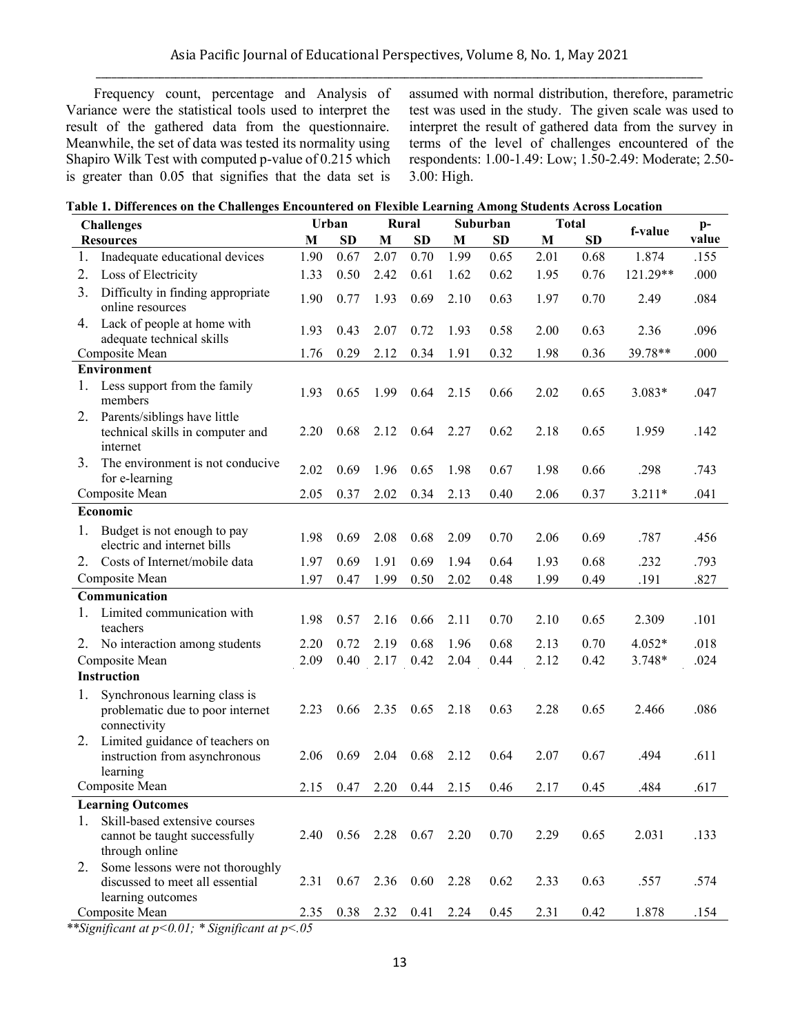Frequency count, percentage and Analysis of Variance were the statistical tools used to interpret the result of the gathered data from the questionnaire. Meanwhile, the set of data was tested its normality using Shapiro Wilk Test with computed p-value of 0.215 which is greater than 0.05 that signifies that the data set is assumed with normal distribution, therefore, parametric test was used in the study. The given scale was used to interpret the result of gathered data from the survey in terms of the level of challenges encountered of the respondents: 1.00-1.49: Low; 1.50-2.49: Moderate; 2.50-3.00: High.

**Table 1. Differences on the Challenges Encountered on Flexible Learning Among Students Across Location**

| Challenges | Urban | | Rural | | Suburban | | Total | | f-value | p-value |
|---|---|---|---|---|---|---|---|---|---|---|
| **Resources** | **M** | **SD** | **M** | **SD** | **M** | **SD** | **M** | **SD** | | |
| 1. Inadequate educational devices | 1.90 | 0.67 | 2.07 | 0.70 | 1.99 | 0.65 | 2.01 | 0.68 | 1.874 | .155 |
| 2. Loss of Electricity | 1.33 | 0.50 | 2.42 | 0.61 | 1.62 | 0.62 | 1.95 | 0.76 | 121.29** | .000 |
| 3. Difficulty in finding appropriate online resources | 1.90 | 0.77 | 1.93 | 0.69 | 2.10 | 0.63 | 1.97 | 0.70 | 2.49 | .084 |
| 4. Lack of people at home with adequate technical skills | 1.93 | 0.43 | 2.07 | 0.72 | 1.93 | 0.58 | 2.00 | 0.63 | 2.36 | .096 |
| Composite Mean | 1.76 | 0.29 | 2.12 | 0.34 | 1.91 | 0.32 | 1.98 | 0.36 | 39.78** | .000 |
| **Environment** | | | | | | | | | | |
| 1. Less support from the family members | 1.93 | 0.65 | 1.99 | 0.64 | 2.15 | 0.66 | 2.02 | 0.65 | 3.083* | .047 |
| 2. Parents/siblings have little technical skills in computer and internet | 2.20 | 0.68 | 2.12 | 0.64 | 2.27 | 0.62 | 2.18 | 0.65 | 1.959 | .142 |
| 3. The environment is not conducive for e-learning | 2.02 | 0.69 | 1.96 | 0.65 | 1.98 | 0.67 | 1.98 | 0.66 | .298 | .743 |
| Composite Mean | 2.05 | 0.37 | 2.02 | 0.34 | 2.13 | 0.40 | 2.06 | 0.37 | 3.211* | .041 |
| **Economic** | | | | | | | | | | |
| 1. Budget is not enough to pay electric and internet bills | 1.98 | 0.69 | 2.08 | 0.68 | 2.09 | 0.70 | 2.06 | 0.69 | .787 | .456 |
| 2. Costs of Internet/mobile data | 1.97 | 0.69 | 1.91 | 0.69 | 1.94 | 0.64 | 1.93 | 0.68 | .232 | .793 |
| Composite Mean | 1.97 | 0.47 | 1.99 | 0.50 | 2.02 | 0.48 | 1.99 | 0.49 | .191 | .827 |
| **Communication** | | | | | | | | | | |
| 1. Limited communication with teachers | 1.98 | 0.57 | 2.16 | 0.66 | 2.11 | 0.70 | 2.10 | 0.65 | 2.309 | .101 |
| 2. No interaction among students | 2.20 | 0.72 | 2.19 | 0.68 | 1.96 | 0.68 | 2.13 | 0.70 | 4.052* | .018 |
| Composite Mean | 2.09 | 0.40 | 2.17 | 0.42 | 2.04 | 0.44 | 2.12 | 0.42 | 3.748* | .024 |
| **Instruction** | | | | | | | | | | |
| 1. Synchronous learning class is problematic due to poor internet connectivity | 2.23 | 0.66 | 2.35 | 0.65 | 2.18 | 0.63 | 2.28 | 0.65 | 2.466 | .086 |
| 2. Limited guidance of teachers on instruction from asynchronous learning | 2.06 | 0.69 | 2.04 | 0.68 | 2.12 | 0.64 | 2.07 | 0.67 | .494 | .611 |
| Composite Mean | 2.15 | 0.47 | 2.20 | 0.44 | 2.15 | 0.46 | 2.17 | 0.45 | .484 | .617 |
| **Learning Outcomes** | | | | | | | | | | |
| 1. Skill-based extensive courses cannot be taught successfully through online | 2.40 | 0.56 | 2.28 | 0.67 | 2.20 | 0.70 | 2.29 | 0.65 | 2.031 | .133 |
| 2. Some lessons were not thoroughly discussed to meet all essential learning outcomes | 2.31 | 0.67 | 2.36 | 0.60 | 2.28 | 0.62 | 2.33 | 0.63 | .557 | .574 |
| Composite Mean | 2.35 | 0.38 | 2.32 | 0.41 | 2.24 | 0.45 | 2.31 | 0.42 | 1.878 | .154 |

*\*\*Significant at $p<0.01$; \* Significant at $p<.05$*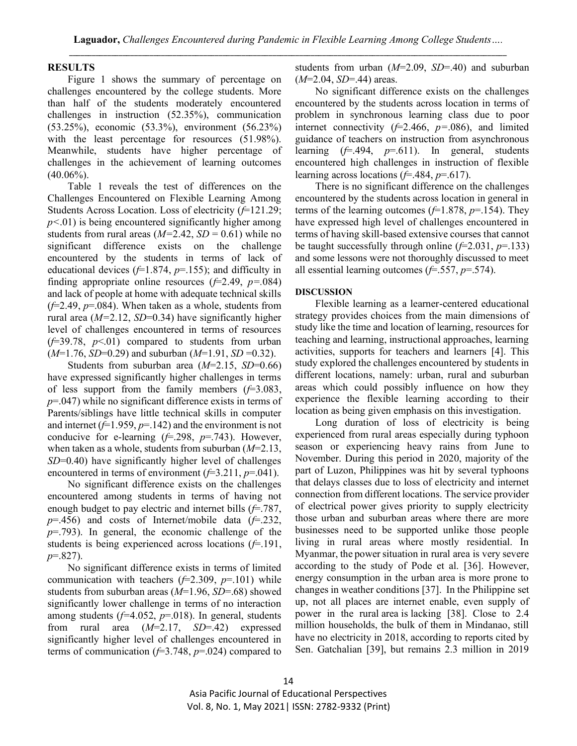## RESULTS

Figure 1 shows the summary of percentage on challenges encountered by the college students. More than half of the students moderately encountered challenges in instruction (52.35%), communication (53.25%), economic (53.3%), environment (56.23%) with the least percentage for resources (51.98%). Meanwhile, students have higher percentage of challenges in the achievement of learning outcomes (40.06%).

Table 1 reveals the test of differences on the Challenges Encountered on Flexible Learning Among Students Across Location. Loss of electricity ($f$=121.29; $p$<.01) is being encountered significantly higher among students from rural areas ($M$=2.42, $SD$ = 0.61) while no significant difference exists on the challenge encountered by the students in terms of lack of educational devices ($f$=1.874, $p$=.155); and difficulty in finding appropriate online resources ($f$=2.49, $p$=.084) and lack of people at home with adequate technical skills ($f$=2.49, $p$=.084). When taken as a whole, students from rural area ($M$=2.12, $SD$=0.34) have significantly higher level of challenges encountered in terms of resources ($f$=39.78, $p$<.01) compared to students from urban ($M$=1.76, $SD$=0.29) and suburban ($M$=1.91, $SD$ =0.32).

Students from suburban area ($M$=2.15, $SD$=0.66) have expressed significantly higher challenges in terms of less support from the family members ($f$=3.083, $p$=.047) while no significant difference exists in terms of Parents/siblings have little technical skills in computer and internet ($f$=1.959, $p$=.142) and the environment is not conducive for e-learning ($f$=.298, $p$=.743). However, when taken as a whole, students from suburban ($M$=2.13, $SD$=0.40) have significantly higher level of challenges encountered in terms of environment ($f$=3.211, $p$=.041).

No significant difference exists on the challenges encountered among students in terms of having not enough budget to pay electric and internet bills ($f$=.787, $p$=.456) and costs of Internet/mobile data ($f$=.232, $p$=.793). In general, the economic challenge of the students is being experienced across locations ($f$=.191, $p$=.827).

No significant difference exists in terms of limited communication with teachers ($f$=2.309, $p$=.101) while students from suburban areas ($M$=1.96, $SD$=.68) showed significantly lower challenge in terms of no interaction among students ($f$=4.052, $p$=.018). In general, students from rural area ($M$=2.17, $SD$=.42) expressed significantly higher level of challenges encountered in terms of communication ($f$=3.748, $p$=.024) compared to students from urban ($M$=2.09, $SD$=.40) and suburban ($M$=2.04, $SD$=.44) areas.

No significant difference exists on the challenges encountered by the students across location in terms of problem in synchronous learning class due to poor internet connectivity ($f$=2.466, $p$=.086), and limited guidance of teachers on instruction from asynchronous learning ($f$=.494, $p$=.611). In general, students encountered high challenges in instruction of flexible learning across locations ($f$=.484, $p$=.617).

There is no significant difference on the challenges encountered by the students across location in general in terms of the learning outcomes ($f$=1.878, $p$=.154). They have expressed high level of challenges encountered in terms of having skill-based extensive courses that cannot be taught successfully through online ($f$=2.031, $p$=.133) and some lessons were not thoroughly discussed to meet all essential learning outcomes ($f$=.557, $p$=.574).

## DISCUSSION

Flexible learning as a learner-centered educational strategy provides choices from the main dimensions of study like the time and location of learning, resources for teaching and learning, instructional approaches, learning activities, supports for teachers and learners [4]. This study explored the challenges encountered by students in different locations, namely: urban, rural and suburban areas which could possibly influence on how they experience the flexible learning according to their location as being given emphasis on this investigation.

Long duration of loss of electricity is being experienced from rural areas especially during typhoon season or experiencing heavy rains from June to November. During this period in 2020, majority of the part of Luzon, Philippines was hit by several typhoons that delays classes due to loss of electricity and internet connection from different locations. The service provider of electrical power gives priority to supply electricity those urban and suburban areas where there are more businesses need to be supported unlike those people living in rural areas where mostly residential. In Myanmar, the power situation in rural area is very severe according to the study of Pode et al. [36]. However, energy consumption in the urban area is more prone to changes in weather conditions [37]. In the Philippine set up, not all places are internet enable, even supply of power in the rural area is lacking [38]. Close to 2.4 million households, the bulk of them in Mindanao, still have no electricity in 2018, according to reports cited by Sen. Gatchalian [39], but remains 2.3 million in 2019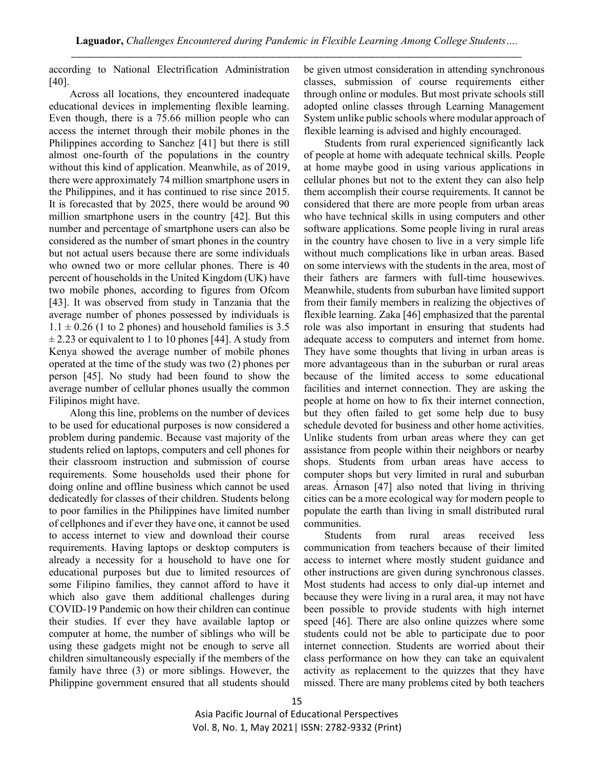according to National Electrification Administration [40].

Across all locations, they encountered inadequate educational devices in implementing flexible learning. Even though, there is a 75.66 million people who can access the internet through their mobile phones in the Philippines according to Sanchez [41] but there is still almost one-fourth of the populations in the country without this kind of application. Meanwhile, as of 2019, there were approximately 74 million smartphone users in the Philippines, and it has continued to rise since 2015. It is forecasted that by 2025, there would be around 90 million smartphone users in the country [42]. But this number and percentage of smartphone users can also be considered as the number of smart phones in the country but not actual users because there are some individuals who owned two or more cellular phones. There is 40 percent of households in the United Kingdom (UK) have two mobile phones, according to figures from Ofcom [43]. It was observed from study in Tanzania that the average number of phones possessed by individuals is $1.1 \pm 0.26$ (1 to 2 phones) and household families is 3.5 $\pm$ 2.23 or equivalent to 1 to 10 phones [44]. A study from Kenya showed the average number of mobile phones operated at the time of the study was two (2) phones per person [45]. No study had been found to show the average number of cellular phones usually the common Filipinos might have.

Along this line, problems on the number of devices to be used for educational purposes is now considered a problem during pandemic. Because vast majority of the students relied on laptops, computers and cell phones for their classroom instruction and submission of course requirements. Some households used their phone for doing online and offline business which cannot be used dedicatedly for classes of their children. Students belong to poor families in the Philippines have limited number of cellphones and if ever they have one, it cannot be used to access internet to view and download their course requirements. Having laptops or desktop computers is already a necessity for a household to have one for educational purposes but due to limited resources of some Filipino families, they cannot afford to have it which also gave them additional challenges during COVID-19 Pandemic on how their children can continue their studies. If ever they have available laptop or computer at home, the number of siblings who will be using these gadgets might not be enough to serve all children simultaneously especially if the members of the family have three (3) or more siblings. However, the Philippine government ensured that all students should be given utmost consideration in attending synchronous classes, submission of course requirements either through online or modules. But most private schools still adopted online classes through Learning Management System unlike public schools where modular approach of flexible learning is advised and highly encouraged.

Students from rural experienced significantly lack of people at home with adequate technical skills. People at home maybe good in using various applications in cellular phones but not to the extent they can also help them accomplish their course requirements. It cannot be considered that there are more people from urban areas who have technical skills in using computers and other software applications. Some people living in rural areas in the country have chosen to live in a very simple life without much complications like in urban areas. Based on some interviews with the students in the area, most of their fathers are farmers with full-time housewives. Meanwhile, students from suburban have limited support from their family members in realizing the objectives of flexible learning. Zaka [46] emphasized that the parental role was also important in ensuring that students had adequate access to computers and internet from home. They have some thoughts that living in urban areas is more advantageous than in the suburban or rural areas because of the limited access to some educational facilities and internet connection. They are asking the people at home on how to fix their internet connection, but they often failed to get some help due to busy schedule devoted for business and other home activities. Unlike students from urban areas where they can get assistance from people within their neighbors or nearby shops. Students from urban areas have access to computer shops but very limited in rural and suburban areas. Árnason [47] also noted that living in thriving cities can be a more ecological way for modern people to populate the earth than living in small distributed rural communities.

Students from rural areas received less communication from teachers because of their limited access to internet where mostly student guidance and other instructions are given during synchronous classes. Most students had access to only dial-up internet and because they were living in a rural area, it may not have been possible to provide students with high internet speed [46]. There are also online quizzes where some students could not be able to participate due to poor internet connection. Students are worried about their class performance on how they can take an equivalent activity as replacement to the quizzes that they have missed. There are many problems cited by both teachers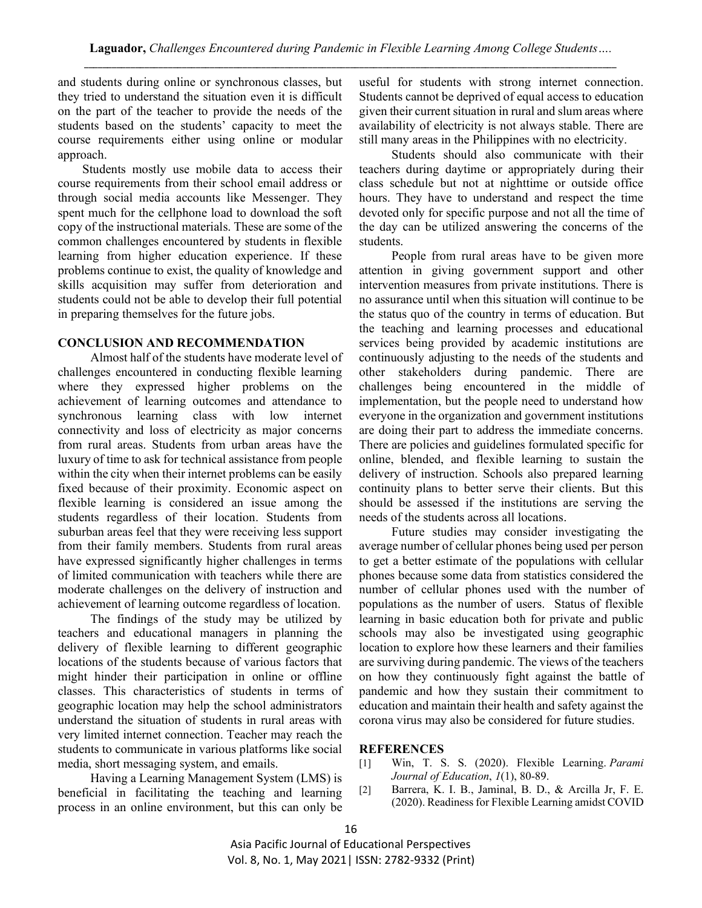and students during online or synchronous classes, but they tried to understand the situation even it is difficult on the part of the teacher to provide the needs of the students based on the students' capacity to meet the course requirements either using online or modular approach.

Students mostly use mobile data to access their course requirements from their school email address or through social media accounts like Messenger. They spent much for the cellphone load to download the soft copy of the instructional materials. These are some of the common challenges encountered by students in flexible learning from higher education experience. If these problems continue to exist, the quality of knowledge and skills acquisition may suffer from deterioration and students could not be able to develop their full potential in preparing themselves for the future jobs.

## CONCLUSION AND RECOMMENDATION

Almost half of the students have moderate level of challenges encountered in conducting flexible learning where they expressed higher problems on the achievement of learning outcomes and attendance to synchronous learning class with low internet connectivity and loss of electricity as major concerns from rural areas. Students from urban areas have the luxury of time to ask for technical assistance from people within the city when their internet problems can be easily fixed because of their proximity. Economic aspect on flexible learning is considered an issue among the students regardless of their location. Students from suburban areas feel that they were receiving less support from their family members. Students from rural areas have expressed significantly higher challenges in terms of limited communication with teachers while there are moderate challenges on the delivery of instruction and achievement of learning outcome regardless of location.

The findings of the study may be utilized by teachers and educational managers in planning the delivery of flexible learning to different geographic locations of the students because of various factors that might hinder their participation in online or offline classes. This characteristics of students in terms of geographic location may help the school administrators understand the situation of students in rural areas with very limited internet connection. Teacher may reach the students to communicate in various platforms like social media, short messaging system, and emails.

Having a Learning Management System (LMS) is beneficial in facilitating the teaching and learning process in an online environment, but this can only be useful for students with strong internet connection. Students cannot be deprived of equal access to education given their current situation in rural and slum areas where availability of electricity is not always stable. There are still many areas in the Philippines with no electricity.

Students should also communicate with their teachers during daytime or appropriately during their class schedule but not at nighttime or outside office hours. They have to understand and respect the time devoted only for specific purpose and not all the time of the day can be utilized answering the concerns of the students.

People from rural areas have to be given more attention in giving government support and other intervention measures from private institutions. There is no assurance until when this situation will continue to be the status quo of the country in terms of education. But the teaching and learning processes and educational services being provided by academic institutions are continuously adjusting to the needs of the students and other stakeholders during pandemic. There are challenges being encountered in the middle of implementation, but the people need to understand how everyone in the organization and government institutions are doing their part to address the immediate concerns. There are policies and guidelines formulated specific for online, blended, and flexible learning to sustain the delivery of instruction. Schools also prepared learning continuity plans to better serve their clients. But this should be assessed if the institutions are serving the needs of the students across all locations.

Future studies may consider investigating the average number of cellular phones being used per person to get a better estimate of the populations with cellular phones because some data from statistics considered the number of cellular phones used with the number of populations as the number of users. Status of flexible learning in basic education both for private and public schools may also be investigated using geographic location to explore how these learners and their families are surviving during pandemic. The views of the teachers on how they continuously fight against the battle of pandemic and how they sustain their commitment to education and maintain their health and safety against the corona virus may also be considered for future studies.

## REFERENCES

[1] Win, T. S. S. (2020). Flexible Learning. *Parami Journal of Education*, *1*(1), 80-89.

[2] Barrera, K. I. B., Jaminal, B. D., & Arcilla Jr, F. E. (2020). Readiness for Flexible Learning amidst COVID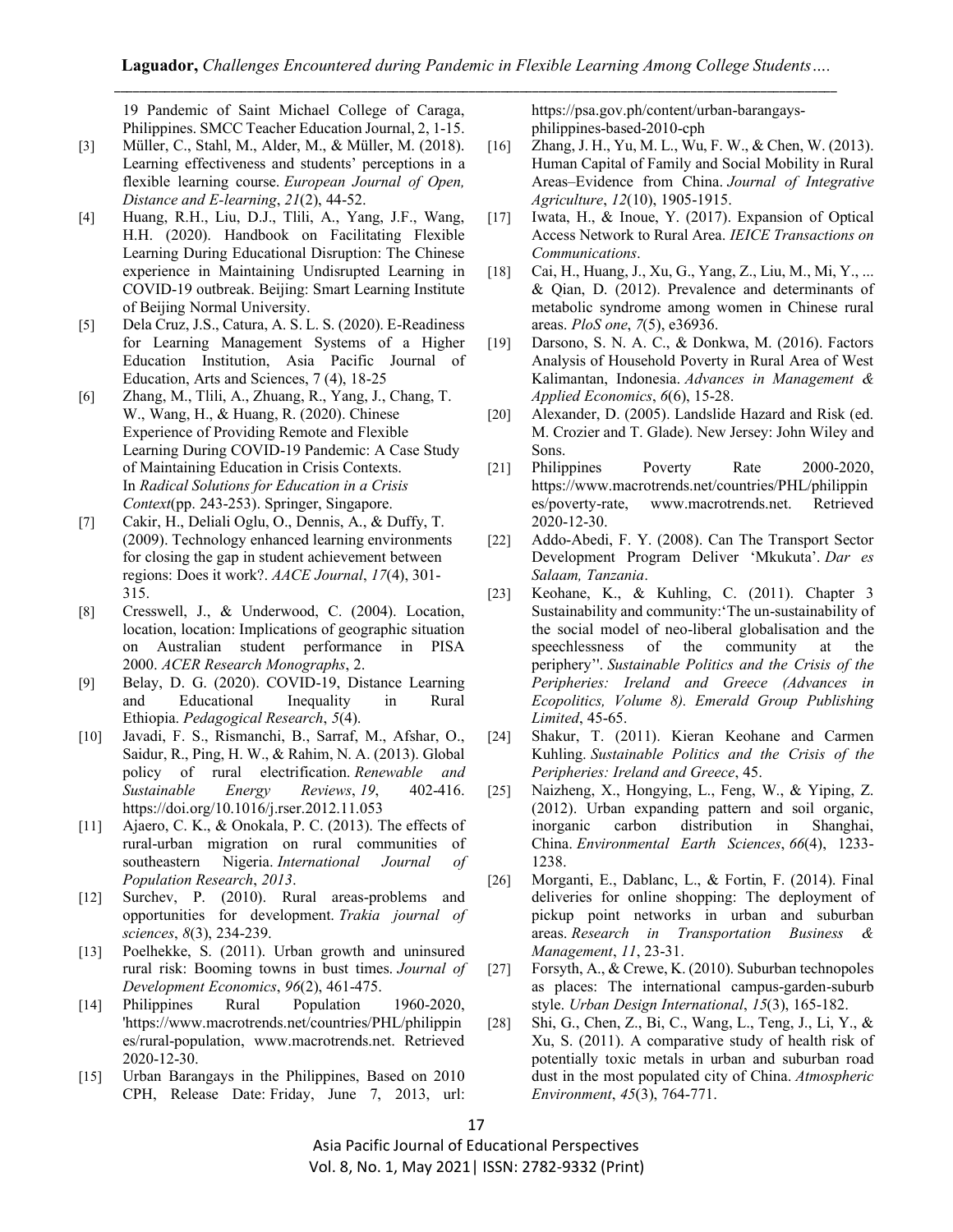19 Pandemic of Saint Michael College of Caraga, Philippines. SMCC Teacher Education Journal, 2, 1-15.

[3] Müller, C., Stahl, M., Alder, M., & Müller, M. (2018). Learning effectiveness and students' perceptions in a flexible learning course. *European Journal of Open, Distance and E-learning*, *21*(2), 44-52.

[4] Huang, R.H., Liu, D.J., Tlili, A., Yang, J.F., Wang, H.H. (2020). Handbook on Facilitating Flexible Learning During Educational Disruption: The Chinese experience in Maintaining Undisrupted Learning in COVID-19 outbreak. Beijing: Smart Learning Institute of Beijing Normal University.

[5] Dela Cruz, J.S., Catura, A. S. L. S. (2020). E-Readiness for Learning Management Systems of a Higher Education Institution, Asia Pacific Journal of Education, Arts and Sciences, 7 (4), 18-25

[6] Zhang, M., Tlili, A., Zhuang, R., Yang, J., Chang, T. W., Wang, H., & Huang, R. (2020). Chinese Experience of Providing Remote and Flexible Learning During COVID-19 Pandemic: A Case Study of Maintaining Education in Crisis Contexts. In *Radical Solutions for Education in a Crisis Context*(pp. 243-253). Springer, Singapore.

[7] Cakir, H., Deliali Oglu, O., Dennis, A., & Duffy, T. (2009). Technology enhanced learning environments for closing the gap in student achievement between regions: Does it work?. *AACE Journal*, *17*(4), 301-315.

[8] Cresswell, J., & Underwood, C. (2004). Location, location, location: Implications of geographic situation on Australian student performance in PISA 2000. *ACER Research Monographs*, 2.

[9] Belay, D. G. (2020). COVID-19, Distance Learning and Educational Inequality in Rural Ethiopia. *Pedagogical Research*, *5*(4).

[10] Javadi, F. S., Rismanchi, B., Sarraf, M., Afshar, O., Saidur, R., Ping, H. W., & Rahim, N. A. (2013). Global policy of rural electrification. *Renewable and Sustainable Energy Reviews*, *19*, 402-416. https://doi.org/10.1016/j.rser.2012.11.053

[11] Ajaero, C. K., & Onokala, P. C. (2013). The effects of rural-urban migration on rural communities of southeastern Nigeria. *International Journal of Population Research*, *2013*.

[12] Surchev, P. (2010). Rural areas-problems and opportunities for development. *Trakia journal of sciences*, *8*(3), 234-239.

[13] Poelhekke, S. (2011). Urban growth and uninsured rural risk: Booming towns in bust times. *Journal of Development Economics*, *96*(2), 461-475.

[14] Philippines Rural Population 1960-2020, 'https://www.macrotrends.net/countries/PHL/philippines/rural-population, www.macrotrends.net. Retrieved 2020-12-30.

[15] Urban Barangays in the Philippines, Based on 2010 CPH, Release Date: Friday, June 7, 2013, url: https://psa.gov.ph/content/urban-barangays-philippines-based-2010-cph

[16] Zhang, J. H., Yu, M. L., Wu, F. W., & Chen, W. (2013). Human Capital of Family and Social Mobility in Rural Areas–Evidence from China. *Journal of Integrative Agriculture*, *12*(10), 1905-1915.

[17] Iwata, H., & Inoue, Y. (2017). Expansion of Optical Access Network to Rural Area. *IEICE Transactions on Communications*.

[18] Cai, H., Huang, J., Xu, G., Yang, Z., Liu, M., Mi, Y., ... & Qian, D. (2012). Prevalence and determinants of metabolic syndrome among women in Chinese rural areas. *PloS one*, *7*(5), e36936.

[19] Darsono, S. N. A. C., & Donkwa, M. (2016). Factors Analysis of Household Poverty in Rural Area of West Kalimantan, Indonesia. *Advances in Management & Applied Economics*, *6*(6), 15-28.

[20] Alexander, D. (2005). Landslide Hazard and Risk (ed. M. Crozier and T. Glade). New Jersey: John Wiley and Sons.

[21] Philippines Poverty Rate 2000-2020, https://www.macrotrends.net/countries/PHL/philippines/poverty-rate, www.macrotrends.net. Retrieved 2020-12-30.

[22] Addo-Abedi, F. Y. (2008). Can The Transport Sector Development Program Deliver 'Mkukuta'. *Dar es Salaam, Tanzania*.

[23] Keohane, K., & Kuhling, C. (2011). Chapter 3 Sustainability and community:'The un-sustainability of the social model of neo-liberal globalisation and the speechlessness of the community at the periphery''. *Sustainable Politics and the Crisis of the Peripheries: Ireland and Greece (Advances in Ecopolitics, Volume 8). Emerald Group Publishing Limited*, 45-65.

[24] Shakur, T. (2011). Kieran Keohane and Carmen Kuhling. *Sustainable Politics and the Crisis of the Peripheries: Ireland and Greece*, 45.

[25] Naizheng, X., Hongying, L., Feng, W., & Yiping, Z. (2012). Urban expanding pattern and soil organic, inorganic carbon distribution in Shanghai, China. *Environmental Earth Sciences*, *66*(4), 1233-1238.

[26] Morganti, E., Dablanc, L., & Fortin, F. (2014). Final deliveries for online shopping: The deployment of pickup point networks in urban and suburban areas. *Research in Transportation Business & Management*, *11*, 23-31.

[27] Forsyth, A., & Crewe, K. (2010). Suburban technopoles as places: The international campus-garden-suburb style. *Urban Design International*, *15*(3), 165-182.

[28] Shi, G., Chen, Z., Bi, C., Wang, L., Teng, J., Li, Y., & Xu, S. (2011). A comparative study of health risk of potentially toxic metals in urban and suburban road dust in the most populated city of China. *Atmospheric Environment*, *45*(3), 764-771.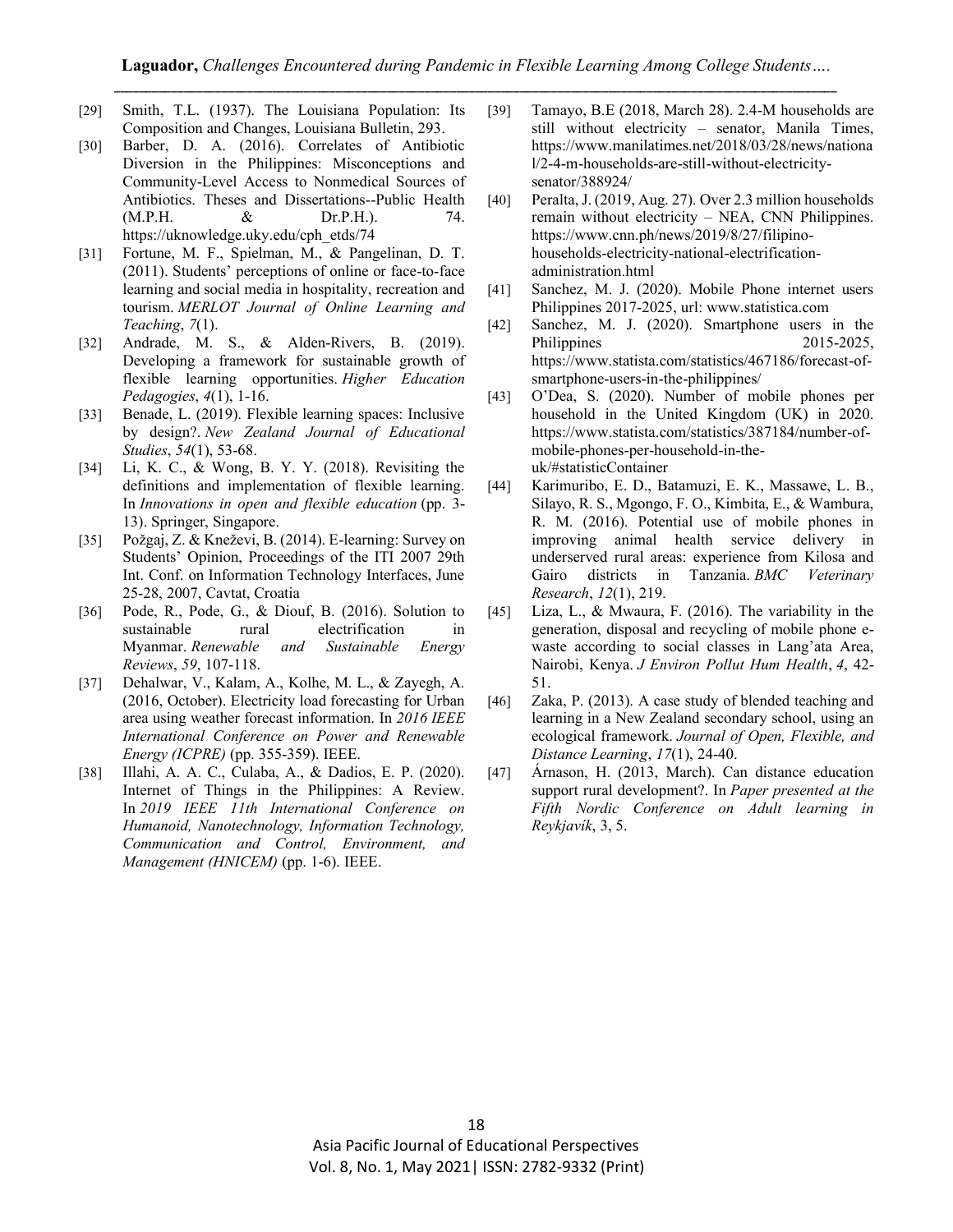[29] Smith, T.L. (1937). The Louisiana Population: Its Composition and Changes, Louisiana Bulletin, 293.

[30] Barber, D. A. (2016). Correlates of Antibiotic Diversion in the Philippines: Misconceptions and Community-Level Access to Nonmedical Sources of Antibiotics. Theses and Dissertations--Public Health (M.P.H. & Dr.P.H.). 74. https://uknowledge.uky.edu/cph_etds/74

[31] Fortune, M. F., Spielman, M., & Pangelinan, D. T. (2011). Students' perceptions of online or face-to-face learning and social media in hospitality, recreation and tourism. *MERLOT Journal of Online Learning and Teaching*, *7*(1).

[32] Andrade, M. S., & Alden-Rivers, B. (2019). Developing a framework for sustainable growth of flexible learning opportunities. *Higher Education Pedagogies*, *4*(1), 1-16.

[33] Benade, L. (2019). Flexible learning spaces: Inclusive by design?. *New Zealand Journal of Educational Studies*, *54*(1), 53-68.

[34] Li, K. C., & Wong, B. Y. Y. (2018). Revisiting the definitions and implementation of flexible learning. In *Innovations in open and flexible education* (pp. 3-13). Springer, Singapore.

[35] Požgaj, Z. & Neževi, B. (2014). E-learning: Survey on Students' Opinion, Proceedings of the ITI 2007 29th Int. Conf. on Information Technology Interfaces, June 25-28, 2007, Cavtat, Croatia

[36] Pode, R., Pode, G., & Diouf, B. (2016). Solution to sustainable rural electrification in Myanmar. *Renewable and Sustainable Energy Reviews*, *59*, 107-118.

[37] Dehalwar, V., Kalam, A., Kolhe, M. L., & Zayegh, A. (2016, October). Electricity load forecasting for Urban area using weather forecast information. In *2016 IEEE International Conference on Power and Renewable Energy (ICPRE)* (pp. 355-359). IEEE.

[38] Illahi, A. A. C., Culaba, A., & Dadios, E. P. (2020). Internet of Things in the Philippines: A Review. In *2019 IEEE 11th International Conference on Humanoid, Nanotechnology, Information Technology, Communication and Control, Environment, and Management (HNICEM)* (pp. 1-6). IEEE.

[39] Tamayo, B.E (2018, March 28). 2.4-M households are still without electricity – senator, Manila Times, https://www.manilatimes.net/2018/03/28/news/national/2-4-m-households-are-still-without-electricity-senator/388924/

[40] Peralta, J. (2019, Aug. 27). Over 2.3 million households remain without electricity – NEA, CNN Philippines. https://www.cnn.ph/news/2019/8/27/filipino-households-electricity-national-electrification-administration.html

[41] Sanchez, M. J. (2020). Mobile Phone internet users Philippines 2017-2025, url: www.statistica.com

[42] Sanchez, M. J. (2020). Smartphone users in the Philippines 2015-2025, https://www.statista.com/statistics/467186/forecast-of-smartphone-users-in-the-philippines/

[43] O'Dea, S. (2020). Number of mobile phones per household in the United Kingdom (UK) in 2020. https://www.statista.com/statistics/387184/number-of-mobile-phones-per-household-in-the-uk/#statisticContainer

[44] Karimuribo, E. D., Batamuzi, E. K., Massawe, L. B., Silayo, R. S., Mgongo, F. O., Kimbita, E., & Wambura, R. M. (2016). Potential use of mobile phones in improving animal health service delivery in underserved rural areas: experience from Kilosa and Gairo districts in Tanzania. *BMC Veterinary Research*, *12*(1), 219.

[45] Liza, L., & Mwaura, F. (2016). The variability in the generation, disposal and recycling of mobile phone e-waste according to social classes in Lang'ata Area, Nairobi, Kenya. *J Environ Pollut Hum Health*, *4*, 42-51.

[46] Zaka, P. (2013). A case study of blended teaching and learning in a New Zealand secondary school, using an ecological framework. *Journal of Open, Flexible, and Distance Learning*, *17*(1), 24-40.

[47] Árnason, H. (2013, March). Can distance education support rural development?. In *Paper presented at the Fifth Nordic Conference on Adult learning in Reykjavík*, 3, 5.